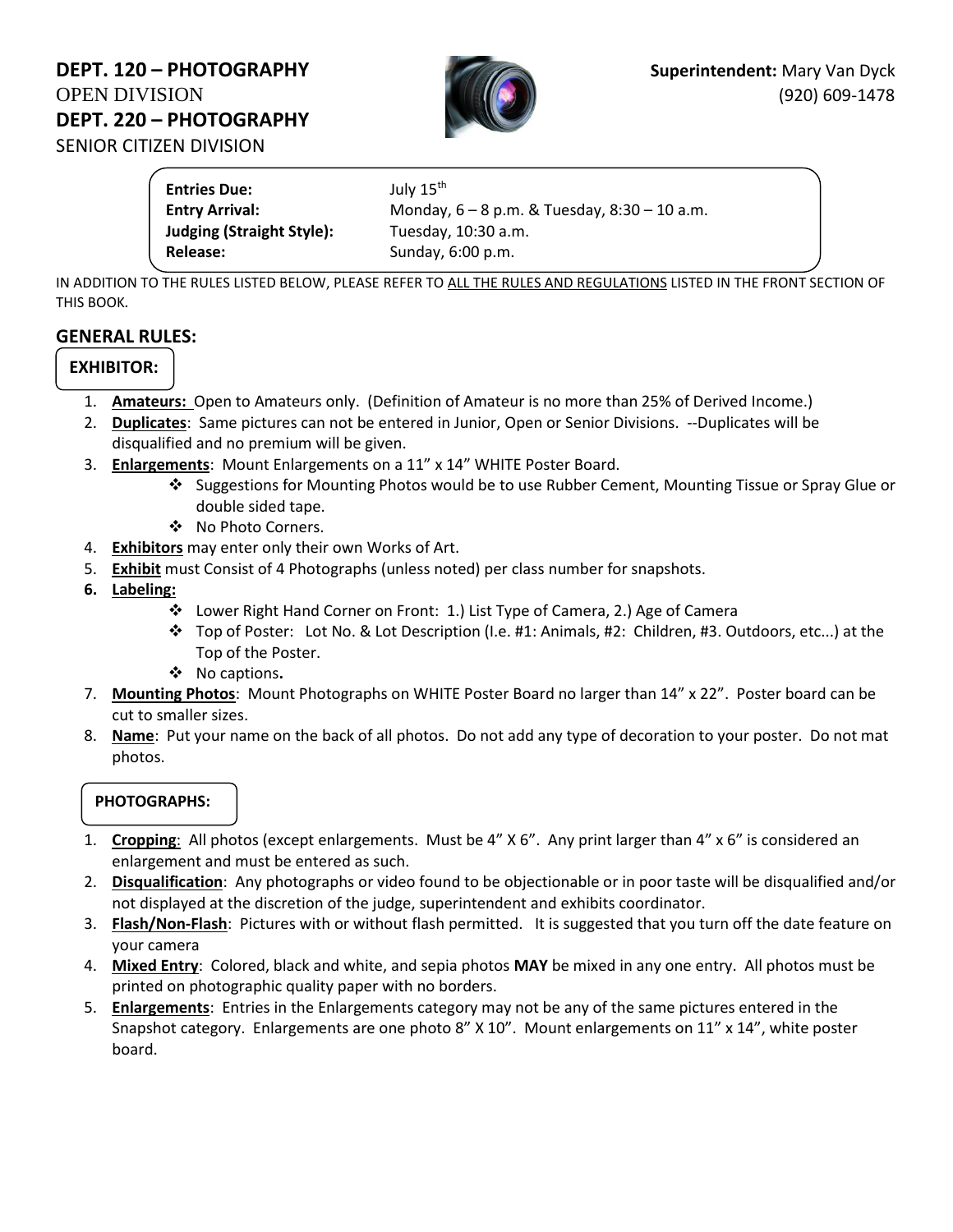**DEPT. 120 – PHOTOGRAPHY**
OPEN DIVISION
**DEPT. 220 – PHOTOGRAPHY**
SENIOR CITIZEN DIVISION

**Superintendent:** Mary Van Dyck
(920) 609-1478

| | |
|---|---|
| **Entries Due:** | July 15th |
| **Entry Arrival:** | Monday, 6 – 8 p.m. & Tuesday, 8:30 – 10 a.m. |
| **Judging (Straight Style):** | Tuesday, 10:30 a.m. |
| **Release:** | Sunday, 6:00 p.m. |

IN ADDITION TO THE RULES LISTED BELOW, PLEASE REFER TO ALL THE RULES AND REGULATIONS LISTED IN THE FRONT SECTION OF THIS BOOK.

## GENERAL RULES:

### EXHIBITOR:

1. **Amateurs:** Open to Amateurs only. (Definition of Amateur is no more than 25% of Derived Income.)
2. **Duplicates**: Same pictures can not be entered in Junior, Open or Senior Divisions. --Duplicates will be disqualified and no premium will be given.
3. **Enlargements**: Mount Enlargements on a 11" x 14" WHITE Poster Board.
   - Suggestions for Mounting Photos would be to use Rubber Cement, Mounting Tissue or Spray Glue or double sided tape.
   - No Photo Corners.
4. **Exhibitors** may enter only their own Works of Art.
5. **Exhibit** must Consist of 4 Photographs (unless noted) per class number for snapshots.
6. **Labeling:**
   - Lower Right Hand Corner on Front: 1.) List Type of Camera, 2.) Age of Camera
   - Top of Poster: Lot No. & Lot Description (I.e. #1: Animals, #2: Children, #3. Outdoors, etc...) at the Top of the Poster.
   - No captions**.**
7. **Mounting Photos**: Mount Photographs on WHITE Poster Board no larger than 14" x 22". Poster board can be cut to smaller sizes.
8. **Name**: Put your name on the back of all photos. Do not add any type of decoration to your poster. Do not mat photos.

### PHOTOGRAPHS:

1. **Cropping**: All photos (except enlargements. Must be 4" X 6". Any print larger than 4" x 6" is considered an enlargement and must be entered as such.
2. **Disqualification**: Any photographs or video found to be objectionable or in poor taste will be disqualified and/or not displayed at the discretion of the judge, superintendent and exhibits coordinator.
3. **Flash/Non-Flash**: Pictures with or without flash permitted. It is suggested that you turn off the date feature on your camera
4. **Mixed Entry**: Colored, black and white, and sepia photos **MAY** be mixed in any one entry. All photos must be printed on photographic quality paper with no borders.
5. **Enlargements**: Entries in the Enlargements category may not be any of the same pictures entered in the Snapshot category. Enlargements are one photo 8" X 10". Mount enlargements on 11" x 14", white poster board.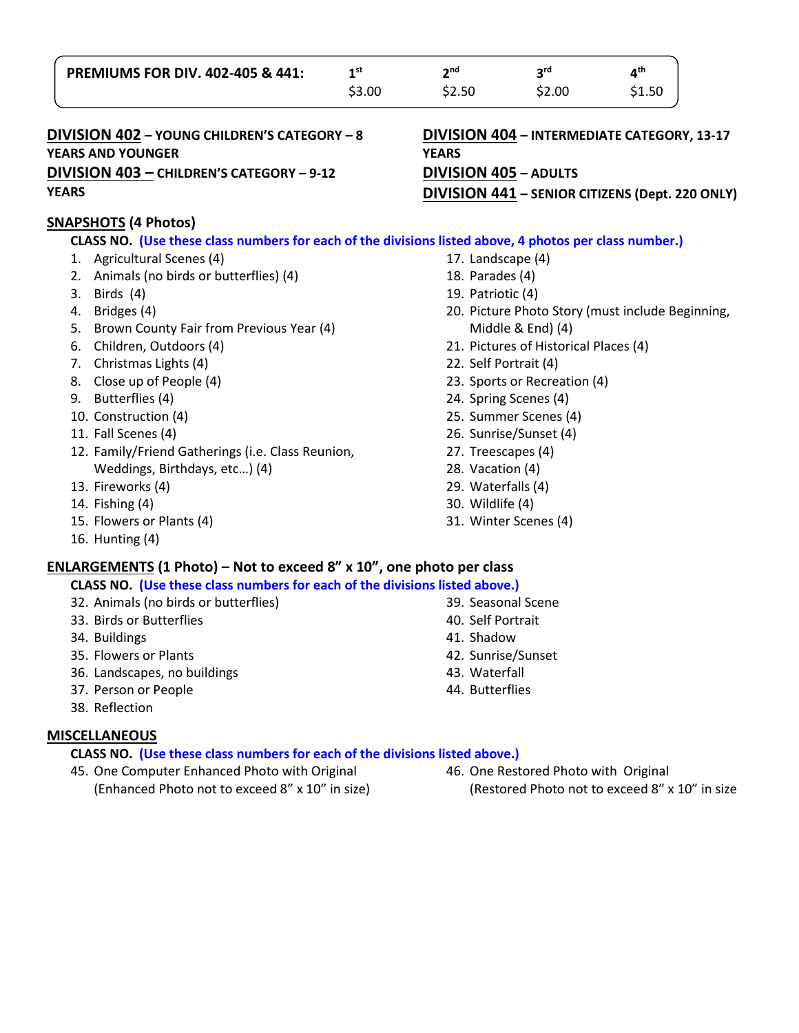| PREMIUMS FOR DIV. 402-405 & 441: | 1st | 2nd | 3rd | 4th |
|---|---|---|---|---|
| | $3.00 | $2.50 | $2.00 | $1.50 |

**DIVISION 402 – YOUNG CHILDREN'S CATEGORY – 8 YEARS AND YOUNGER**

**DIVISION 403 – CHILDREN'S CATEGORY – 9-12 YEARS**

**DIVISION 404 – INTERMEDIATE CATEGORY, 13-17 YEARS**

**DIVISION 405 – ADULTS**

**DIVISION 441 – SENIOR CITIZENS (Dept. 220 ONLY)**

## SNAPSHOTS (4 Photos)

**CLASS NO. (Use these class numbers for each of the divisions listed above, 4 photos per class number.)**

1. Agricultural Scenes (4)
2. Animals (no birds or butterflies) (4)
3. Birds (4)
4. Bridges (4)
5. Brown County Fair from Previous Year (4)
6. Children, Outdoors (4)
7. Christmas Lights (4)
8. Close up of People (4)
9. Butterflies (4)
10. Construction (4)
11. Fall Scenes (4)
12. Family/Friend Gatherings (i.e. Class Reunion, Weddings, Birthdays, etc…) (4)
13. Fireworks (4)
14. Fishing (4)
15. Flowers or Plants (4)
16. Hunting (4)
17. Landscape (4)
18. Parades (4)
19. Patriotic (4)
20. Picture Photo Story (must include Beginning, Middle & End) (4)
21. Pictures of Historical Places (4)
22. Self Portrait (4)
23. Sports or Recreation (4)
24. Spring Scenes (4)
25. Summer Scenes (4)
26. Sunrise/Sunset (4)
27. Treescapes (4)
28. Vacation (4)
29. Waterfalls (4)
30. Wildlife (4)
31. Winter Scenes (4)

## ENLARGEMENTS (1 Photo) – Not to exceed 8" x 10", one photo per class

**CLASS NO. (Use these class numbers for each of the divisions listed above.)**

32. Animals (no birds or butterflies)
33. Birds or Butterflies
34. Buildings
35. Flowers or Plants
36. Landscapes, no buildings
37. Person or People
38. Reflection
39. Seasonal Scene
40. Self Portrait
41. Shadow
42. Sunrise/Sunset
43. Waterfall
44. Butterflies

## MISCELLANEOUS

**CLASS NO. (Use these class numbers for each of the divisions listed above.)**

45. One Computer Enhanced Photo with Original (Enhanced Photo not to exceed 8" x 10" in size)
46. One Restored Photo with Original (Restored Photo not to exceed 8" x 10" in size